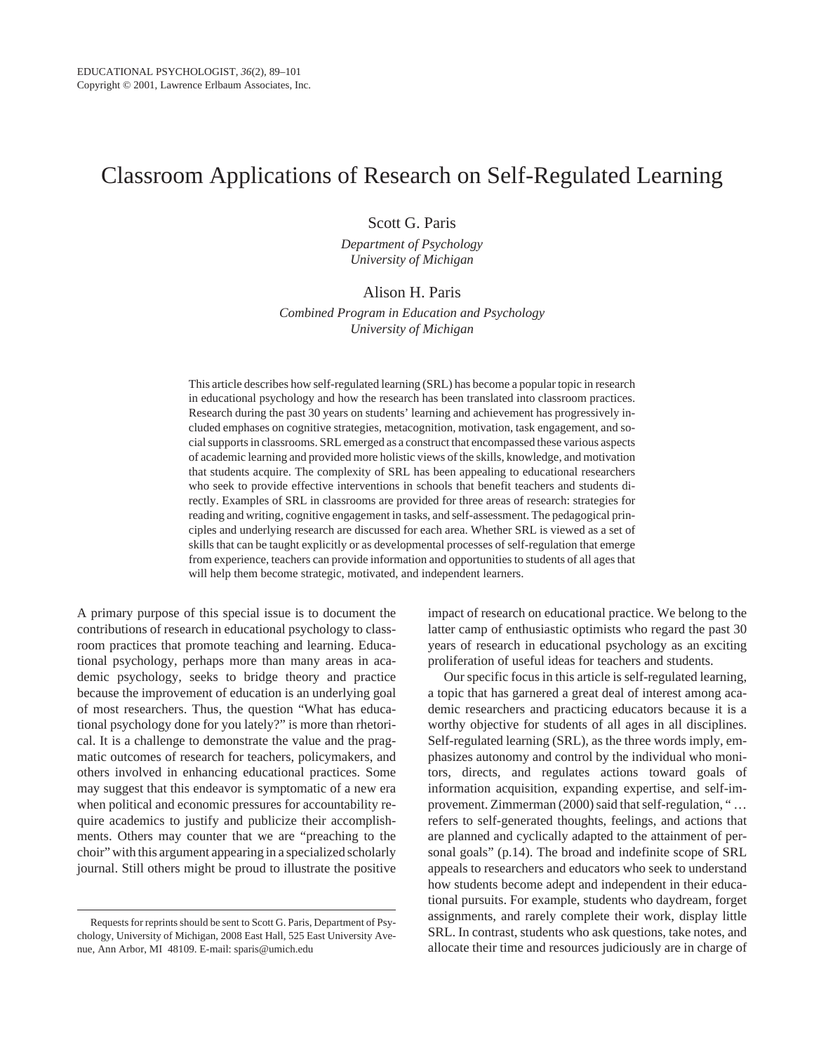# Classroom Applications of Research on Self-Regulated Learning

Scott G. Paris

*Department of Psychology*
*University of Michigan*

Alison H. Paris

*Combined Program in Education and Psychology*
*University of Michigan*

This article describes how self-regulated learning (SRL) has become a popular topic in research in educational psychology and how the research has been translated into classroom practices. Research during the past 30 years on students' learning and achievement has progressively included emphases on cognitive strategies, metacognition, motivation, task engagement, and social supports in classrooms. SRL emerged as a construct that encompassed these various aspects of academic learning and provided more holistic views of the skills, knowledge, and motivation that students acquire. The complexity of SRL has been appealing to educational researchers who seek to provide effective interventions in schools that benefit teachers and students directly. Examples of SRL in classrooms are provided for three areas of research: strategies for reading and writing, cognitive engagement in tasks, and self-assessment. The pedagogical principles and underlying research are discussed for each area. Whether SRL is viewed as a set of skills that can be taught explicitly or as developmental processes of self-regulation that emerge from experience, teachers can provide information and opportunities to students of all ages that will help them become strategic, motivated, and independent learners.

A primary purpose of this special issue is to document the contributions of research in educational psychology to classroom practices that promote teaching and learning. Educational psychology, perhaps more than many areas in academic psychology, seeks to bridge theory and practice because the improvement of education is an underlying goal of most researchers. Thus, the question "What has educational psychology done for you lately?" is more than rhetorical. It is a challenge to demonstrate the value and the pragmatic outcomes of research for teachers, policymakers, and others involved in enhancing educational practices. Some may suggest that this endeavor is symptomatic of a new era when political and economic pressures for accountability require academics to justify and publicize their accomplishments. Others may counter that we are "preaching to the choir" with this argument appearing in a specialized scholarly journal. Still others might be proud to illustrate the positive impact of research on educational practice. We belong to the latter camp of enthusiastic optimists who regard the past 30 years of research in educational psychology as an exciting proliferation of useful ideas for teachers and students.

Our specific focus in this article is self-regulated learning, a topic that has garnered a great deal of interest among academic researchers and practicing educators because it is a worthy objective for students of all ages in all disciplines. Self-regulated learning (SRL), as the three words imply, emphasizes autonomy and control by the individual who monitors, directs, and regulates actions toward goals of information acquisition, expanding expertise, and self-improvement. Zimmerman (2000) said that self-regulation, " … refers to self-generated thoughts, feelings, and actions that are planned and cyclically adapted to the attainment of personal goals" (p.14). The broad and indefinite scope of SRL appeals to researchers and educators who seek to understand how students become adept and independent in their educational pursuits. For example, students who daydream, forget assignments, and rarely complete their work, display little SRL. In contrast, students who ask questions, take notes, and allocate their time and resources judiciously are in charge of

---

Requests for reprints should be sent to Scott G. Paris, Department of Psychology, University of Michigan, 2008 East Hall, 525 East University Avenue, Ann Arbor, MI 48109. E-mail: sparis@umich.edu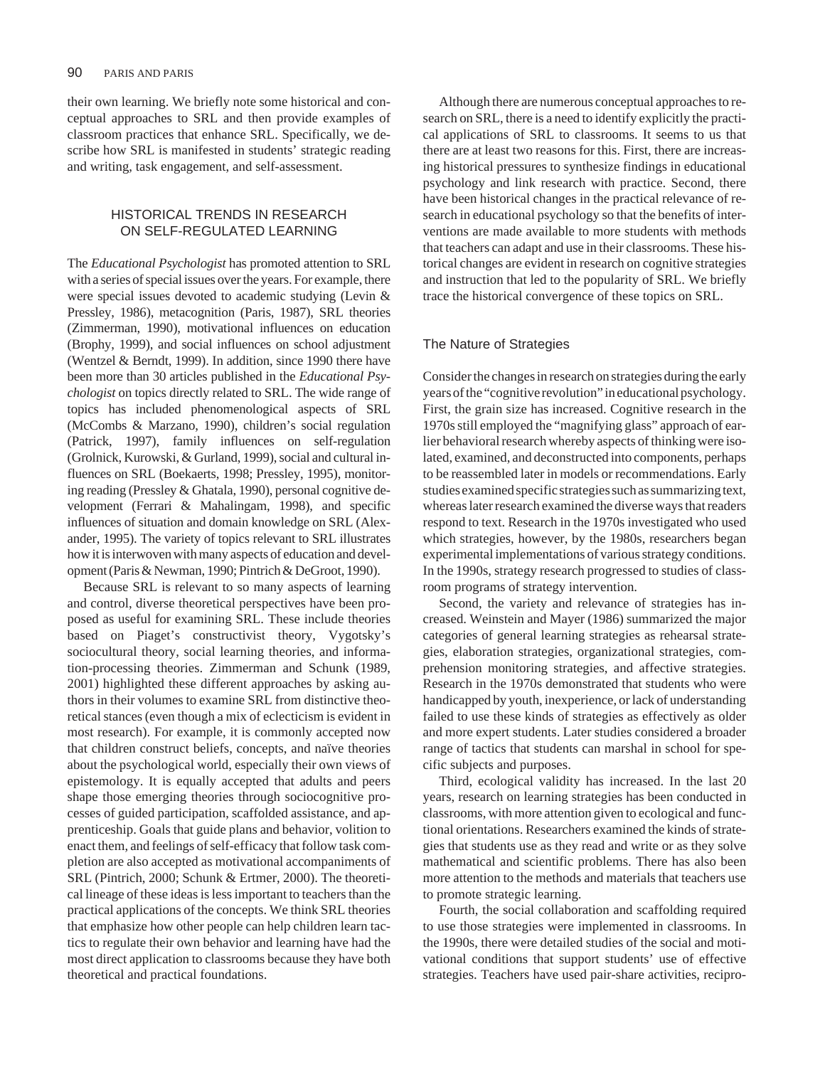their own learning. We briefly note some historical and conceptual approaches to SRL and then provide examples of classroom practices that enhance SRL. Specifically, we describe how SRL is manifested in students' strategic reading and writing, task engagement, and self-assessment.

## HISTORICAL TRENDS IN RESEARCH ON SELF-REGULATED LEARNING

The *Educational Psychologist* has promoted attention to SRL with a series of special issues over the years. For example, there were special issues devoted to academic studying (Levin & Pressley, 1986), metacognition (Paris, 1987), SRL theories (Zimmerman, 1990), motivational influences on education (Brophy, 1999), and social influences on school adjustment (Wentzel & Berndt, 1999). In addition, since 1990 there have been more than 30 articles published in the *Educational Psychologist* on topics directly related to SRL. The wide range of topics has included phenomenological aspects of SRL (McCombs & Marzano, 1990), children's social regulation (Patrick, 1997), family influences on self-regulation (Grolnick, Kurowski, & Gurland, 1999), social and cultural influences on SRL (Boekaerts, 1998; Pressley, 1995), monitoring reading (Pressley & Ghatala, 1990), personal cognitive development (Ferrari & Mahalingam, 1998), and specific influences of situation and domain knowledge on SRL (Alexander, 1995). The variety of topics relevant to SRL illustrates how it is interwoven with many aspects of education and development (Paris & Newman, 1990; Pintrich & DeGroot, 1990).

Because SRL is relevant to so many aspects of learning and control, diverse theoretical perspectives have been proposed as useful for examining SRL. These include theories based on Piaget's constructivist theory, Vygotsky's sociocultural theory, social learning theories, and information-processing theories. Zimmerman and Schunk (1989, 2001) highlighted these different approaches by asking authors in their volumes to examine SRL from distinctive theoretical stances (even though a mix of eclecticism is evident in most research). For example, it is commonly accepted now that children construct beliefs, concepts, and naïve theories about the psychological world, especially their own views of epistemology. It is equally accepted that adults and peers shape those emerging theories through sociocognitive processes of guided participation, scaffolded assistance, and apprenticeship. Goals that guide plans and behavior, volition to enact them, and feelings of self-efficacy that follow task completion are also accepted as motivational accompaniments of SRL (Pintrich, 2000; Schunk & Ertmer, 2000). The theoretical lineage of these ideas is less important to teachers than the practical applications of the concepts. We think SRL theories that emphasize how other people can help children learn tactics to regulate their own behavior and learning have had the most direct application to classrooms because they have both theoretical and practical foundations.

Although there are numerous conceptual approaches to research on SRL, there is a need to identify explicitly the practical applications of SRL to classrooms. It seems to us that there are at least two reasons for this. First, there are increasing historical pressures to synthesize findings in educational psychology and link research with practice. Second, there have been historical changes in the practical relevance of research in educational psychology so that the benefits of interventions are made available to more students with methods that teachers can adapt and use in their classrooms. These historical changes are evident in research on cognitive strategies and instruction that led to the popularity of SRL. We briefly trace the historical convergence of these topics on SRL.

### The Nature of Strategies

Consider the changes in research on strategies during the early years of the "cognitive revolution" in educational psychology. First, the grain size has increased. Cognitive research in the 1970s still employed the "magnifying glass" approach of earlier behavioral research whereby aspects of thinking were isolated, examined, and deconstructed into components, perhaps to be reassembled later in models or recommendations. Early studies examined specific strategies such as summarizing text, whereas later research examined the diverse ways that readers respond to text. Research in the 1970s investigated who used which strategies, however, by the 1980s, researchers began experimental implementations of various strategy conditions. In the 1990s, strategy research progressed to studies of classroom programs of strategy intervention.

Second, the variety and relevance of strategies has increased. Weinstein and Mayer (1986) summarized the major categories of general learning strategies as rehearsal strategies, elaboration strategies, organizational strategies, comprehension monitoring strategies, and affective strategies. Research in the 1970s demonstrated that students who were handicapped by youth, inexperience, or lack of understanding failed to use these kinds of strategies as effectively as older and more expert students. Later studies considered a broader range of tactics that students can marshal in school for specific subjects and purposes.

Third, ecological validity has increased. In the last 20 years, research on learning strategies has been conducted in classrooms, with more attention given to ecological and functional orientations. Researchers examined the kinds of strategies that students use as they read and write or as they solve mathematical and scientific problems. There has also been more attention to the methods and materials that teachers use to promote strategic learning.

Fourth, the social collaboration and scaffolding required to use those strategies were implemented in classrooms. In the 1990s, there were detailed studies of the social and motivational conditions that support students' use of effective strategies. Teachers have used pair-share activities, recipro-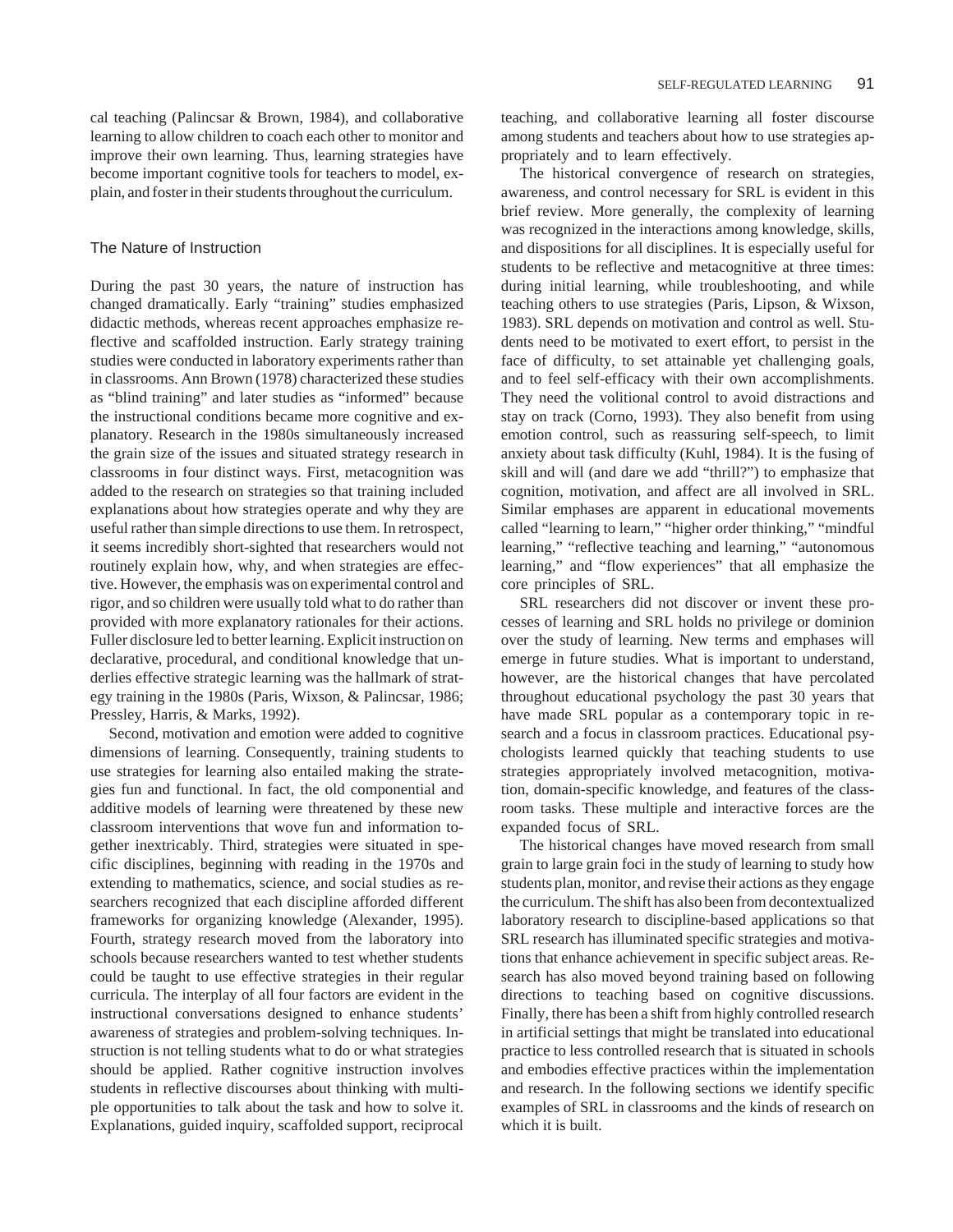cal teaching (Palincsar & Brown, 1984), and collaborative learning to allow children to coach each other to monitor and improve their own learning. Thus, learning strategies have become important cognitive tools for teachers to model, explain, and foster in their students throughout the curriculum.

## The Nature of Instruction

During the past 30 years, the nature of instruction has changed dramatically. Early "training" studies emphasized didactic methods, whereas recent approaches emphasize reflective and scaffolded instruction. Early strategy training studies were conducted in laboratory experiments rather than in classrooms. Ann Brown (1978) characterized these studies as "blind training" and later studies as "informed" because the instructional conditions became more cognitive and explanatory. Research in the 1980s simultaneously increased the grain size of the issues and situated strategy research in classrooms in four distinct ways. First, metacognition was added to the research on strategies so that training included explanations about how strategies operate and why they are useful rather than simple directions to use them. In retrospect, it seems incredibly short-sighted that researchers would not routinely explain how, why, and when strategies are effective. However, the emphasis was on experimental control and rigor, and so children were usually told what to do rather than provided with more explanatory rationales for their actions. Fuller disclosure led to better learning. Explicit instruction on declarative, procedural, and conditional knowledge that underlies effective strategic learning was the hallmark of strategy training in the 1980s (Paris, Wixson, & Palincsar, 1986; Pressley, Harris, & Marks, 1992).

Second, motivation and emotion were added to cognitive dimensions of learning. Consequently, training students to use strategies for learning also entailed making the strategies fun and functional. In fact, the old componential and additive models of learning were threatened by these new classroom interventions that wove fun and information together inextricably. Third, strategies were situated in specific disciplines, beginning with reading in the 1970s and extending to mathematics, science, and social studies as researchers recognized that each discipline afforded different frameworks for organizing knowledge (Alexander, 1995). Fourth, strategy research moved from the laboratory into schools because researchers wanted to test whether students could be taught to use effective strategies in their regular curricula. The interplay of all four factors are evident in the instructional conversations designed to enhance students' awareness of strategies and problem-solving techniques. Instruction is not telling students what to do or what strategies should be applied. Rather cognitive instruction involves students in reflective discourses about thinking with multiple opportunities to talk about the task and how to solve it. Explanations, guided inquiry, scaffolded support, reciprocal teaching, and collaborative learning all foster discourse among students and teachers about how to use strategies appropriately and to learn effectively.

The historical convergence of research on strategies, awareness, and control necessary for SRL is evident in this brief review. More generally, the complexity of learning was recognized in the interactions among knowledge, skills, and dispositions for all disciplines. It is especially useful for students to be reflective and metacognitive at three times: during initial learning, while troubleshooting, and while teaching others to use strategies (Paris, Lipson, & Wixson, 1983). SRL depends on motivation and control as well. Students need to be motivated to exert effort, to persist in the face of difficulty, to set attainable yet challenging goals, and to feel self-efficacy with their own accomplishments. They need the volitional control to avoid distractions and stay on track (Corno, 1993). They also benefit from using emotion control, such as reassuring self-speech, to limit anxiety about task difficulty (Kuhl, 1984). It is the fusing of skill and will (and dare we add "thrill?") to emphasize that cognition, motivation, and affect are all involved in SRL. Similar emphases are apparent in educational movements called "learning to learn," "higher order thinking," "mindful learning," "reflective teaching and learning," "autonomous learning," and "flow experiences" that all emphasize the core principles of SRL.

SRL researchers did not discover or invent these processes of learning and SRL holds no privilege or dominion over the study of learning. New terms and emphases will emerge in future studies. What is important to understand, however, are the historical changes that have percolated throughout educational psychology the past 30 years that have made SRL popular as a contemporary topic in research and a focus in classroom practices. Educational psychologists learned quickly that teaching students to use strategies appropriately involved metacognition, motivation, domain-specific knowledge, and features of the classroom tasks. These multiple and interactive forces are the expanded focus of SRL.

The historical changes have moved research from small grain to large grain foci in the study of learning to study how students plan, monitor, and revise their actions as they engage the curriculum. The shift has also been from decontextualized laboratory research to discipline-based applications so that SRL research has illuminated specific strategies and motivations that enhance achievement in specific subject areas. Research has also moved beyond training based on following directions to teaching based on cognitive discussions. Finally, there has been a shift from highly controlled research in artificial settings that might be translated into educational practice to less controlled research that is situated in schools and embodies effective practices within the implementation and research. In the following sections we identify specific examples of SRL in classrooms and the kinds of research on which it is built.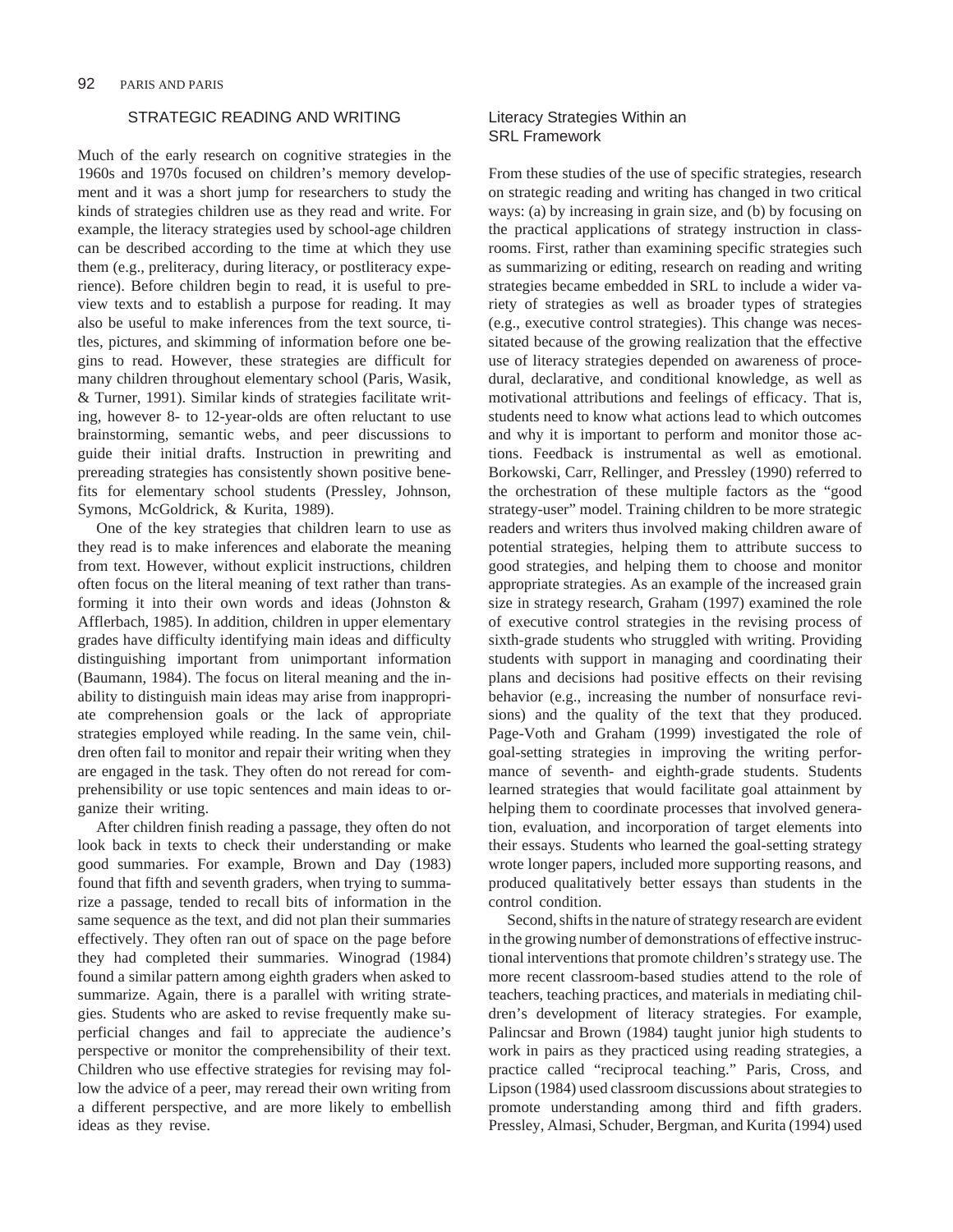## STRATEGIC READING AND WRITING

Much of the early research on cognitive strategies in the 1960s and 1970s focused on children's memory development and it was a short jump for researchers to study the kinds of strategies children use as they read and write. For example, the literacy strategies used by school-age children can be described according to the time at which they use them (e.g., preliteracy, during literacy, or postliteracy experience). Before children begin to read, it is useful to preview texts and to establish a purpose for reading. It may also be useful to make inferences from the text source, titles, pictures, and skimming of information before one begins to read. However, these strategies are difficult for many children throughout elementary school (Paris, Wasik, & Turner, 1991). Similar kinds of strategies facilitate writing, however 8- to 12-year-olds are often reluctant to use brainstorming, semantic webs, and peer discussions to guide their initial drafts. Instruction in prewriting and prereading strategies has consistently shown positive benefits for elementary school students (Pressley, Johnson, Symons, McGoldrick, & Kurita, 1989).

One of the key strategies that children learn to use as they read is to make inferences and elaborate the meaning from text. However, without explicit instructions, children often focus on the literal meaning of text rather than transforming it into their own words and ideas (Johnston & Afflerbach, 1985). In addition, children in upper elementary grades have difficulty identifying main ideas and difficulty distinguishing important from unimportant information (Baumann, 1984). The focus on literal meaning and the inability to distinguish main ideas may arise from inappropriate comprehension goals or the lack of appropriate strategies employed while reading. In the same vein, children often fail to monitor and repair their writing when they are engaged in the task. They often do not reread for comprehensibility or use topic sentences and main ideas to organize their writing.

After children finish reading a passage, they often do not look back in texts to check their understanding or make good summaries. For example, Brown and Day (1983) found that fifth and seventh graders, when trying to summarize a passage, tended to recall bits of information in the same sequence as the text, and did not plan their summaries effectively. They often ran out of space on the page before they had completed their summaries. Winograd (1984) found a similar pattern among eighth graders when asked to summarize. Again, there is a parallel with writing strategies. Students who are asked to revise frequently make superficial changes and fail to appreciate the audience's perspective or monitor the comprehensibility of their text. Children who use effective strategies for revising may follow the advice of a peer, may reread their own writing from a different perspective, and are more likely to embellish ideas as they revise.

### Literacy Strategies Within an SRL Framework

From these studies of the use of specific strategies, research on strategic reading and writing has changed in two critical ways: (a) by increasing in grain size, and (b) by focusing on the practical applications of strategy instruction in classrooms. First, rather than examining specific strategies such as summarizing or editing, research on reading and writing strategies became embedded in SRL to include a wider variety of strategies as well as broader types of strategies (e.g., executive control strategies). This change was necessitated because of the growing realization that the effective use of literacy strategies depended on awareness of procedural, declarative, and conditional knowledge, as well as motivational attributions and feelings of efficacy. That is, students need to know what actions lead to which outcomes and why it is important to perform and monitor those actions. Feedback is instrumental as well as emotional. Borkowski, Carr, Rellinger, and Pressley (1990) referred to the orchestration of these multiple factors as the "good strategy-user" model. Training children to be more strategic readers and writers thus involved making children aware of potential strategies, helping them to attribute success to good strategies, and helping them to choose and monitor appropriate strategies. As an example of the increased grain size in strategy research, Graham (1997) examined the role of executive control strategies in the revising process of sixth-grade students who struggled with writing. Providing students with support in managing and coordinating their plans and decisions had positive effects on their revising behavior (e.g., increasing the number of nonsurface revisions) and the quality of the text that they produced. Page-Voth and Graham (1999) investigated the role of goal-setting strategies in improving the writing performance of seventh- and eighth-grade students. Students learned strategies that would facilitate goal attainment by helping them to coordinate processes that involved generation, evaluation, and incorporation of target elements into their essays. Students who learned the goal-setting strategy wrote longer papers, included more supporting reasons, and produced qualitatively better essays than students in the control condition.

Second, shifts in the nature of strategy research are evident in the growing number of demonstrations of effective instructional interventions that promote children's strategy use. The more recent classroom-based studies attend to the role of teachers, teaching practices, and materials in mediating children's development of literacy strategies. For example, Palincsar and Brown (1984) taught junior high students to work in pairs as they practiced using reading strategies, a practice called "reciprocal teaching." Paris, Cross, and Lipson (1984) used classroom discussions about strategies to promote understanding among third and fifth graders. Pressley, Almasi, Schuder, Bergman, and Kurita (1994) used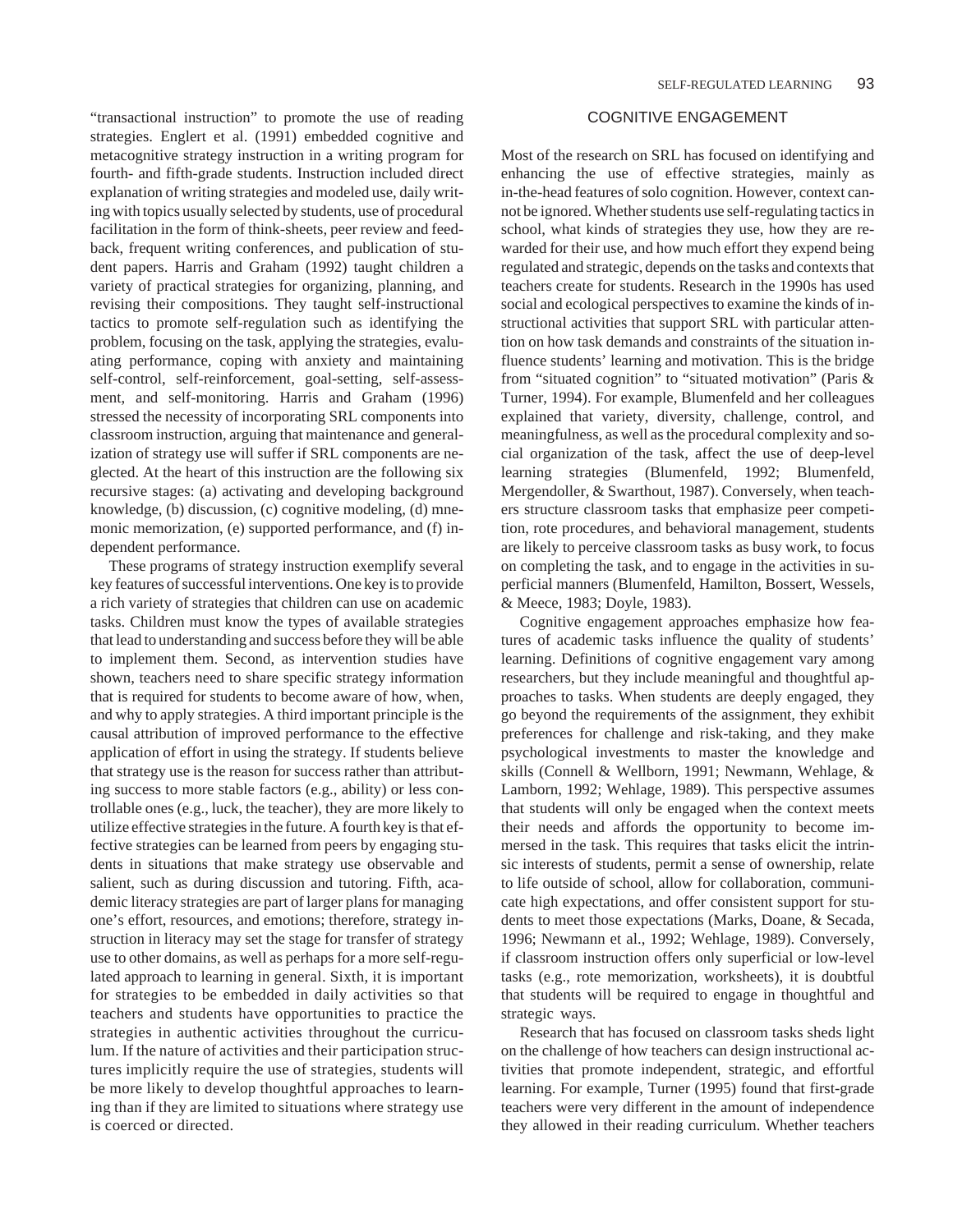"transactional instruction" to promote the use of reading strategies. Englert et al. (1991) embedded cognitive and metacognitive strategy instruction in a writing program for fourth- and fifth-grade students. Instruction included direct explanation of writing strategies and modeled use, daily writing with topics usually selected by students, use of procedural facilitation in the form of think-sheets, peer review and feedback, frequent writing conferences, and publication of student papers. Harris and Graham (1992) taught children a variety of practical strategies for organizing, planning, and revising their compositions. They taught self-instructional tactics to promote self-regulation such as identifying the problem, focusing on the task, applying the strategies, evaluating performance, coping with anxiety and maintaining self-control, self-reinforcement, goal-setting, self-assessment, and self-monitoring. Harris and Graham (1996) stressed the necessity of incorporating SRL components into classroom instruction, arguing that maintenance and generalization of strategy use will suffer if SRL components are neglected. At the heart of this instruction are the following six recursive stages: (a) activating and developing background knowledge, (b) discussion, (c) cognitive modeling, (d) mnemonic memorization, (e) supported performance, and (f) independent performance.

These programs of strategy instruction exemplify several key features of successful interventions. One key is to provide a rich variety of strategies that children can use on academic tasks. Children must know the types of available strategies that lead to understanding and success before they will be able to implement them. Second, as intervention studies have shown, teachers need to share specific strategy information that is required for students to become aware of how, when, and why to apply strategies. A third important principle is the causal attribution of improved performance to the effective application of effort in using the strategy. If students believe that strategy use is the reason for success rather than attributing success to more stable factors (e.g., ability) or less controllable ones (e.g., luck, the teacher), they are more likely to utilize effective strategies in the future. A fourth key is that effective strategies can be learned from peers by engaging students in situations that make strategy use observable and salient, such as during discussion and tutoring. Fifth, academic literacy strategies are part of larger plans for managing one's effort, resources, and emotions; therefore, strategy instruction in literacy may set the stage for transfer of strategy use to other domains, as well as perhaps for a more self-regulated approach to learning in general. Sixth, it is important for strategies to be embedded in daily activities so that teachers and students have opportunities to practice the strategies in authentic activities throughout the curriculum. If the nature of activities and their participation structures implicitly require the use of strategies, students will be more likely to develop thoughtful approaches to learning than if they are limited to situations where strategy use is coerced or directed.

## COGNITIVE ENGAGEMENT

Most of the research on SRL has focused on identifying and enhancing the use of effective strategies, mainly as in-the-head features of solo cognition. However, context cannot be ignored. Whether students use self-regulating tactics in school, what kinds of strategies they use, how they are rewarded for their use, and how much effort they expend being regulated and strategic, depends on the tasks and contexts that teachers create for students. Research in the 1990s has used social and ecological perspectives to examine the kinds of instructional activities that support SRL with particular attention on how task demands and constraints of the situation influence students' learning and motivation. This is the bridge from "situated cognition" to "situated motivation" (Paris & Turner, 1994). For example, Blumenfeld and her colleagues explained that variety, diversity, challenge, control, and meaningfulness, as well as the procedural complexity and social organization of the task, affect the use of deep-level learning strategies (Blumenfeld, 1992; Blumenfeld, Mergendoller, & Swarthout, 1987). Conversely, when teachers structure classroom tasks that emphasize peer competition, rote procedures, and behavioral management, students are likely to perceive classroom tasks as busy work, to focus on completing the task, and to engage in the activities in superficial manners (Blumenfeld, Hamilton, Bossert, Wessels, & Meece, 1983; Doyle, 1983).

Cognitive engagement approaches emphasize how features of academic tasks influence the quality of students' learning. Definitions of cognitive engagement vary among researchers, but they include meaningful and thoughtful approaches to tasks. When students are deeply engaged, they go beyond the requirements of the assignment, they exhibit preferences for challenge and risk-taking, and they make psychological investments to master the knowledge and skills (Connell & Wellborn, 1991; Newmann, Wehlage, & Lamborn, 1992; Wehlage, 1989). This perspective assumes that students will only be engaged when the context meets their needs and affords the opportunity to become immersed in the task. This requires that tasks elicit the intrinsic interests of students, permit a sense of ownership, relate to life outside of school, allow for collaboration, communicate high expectations, and offer consistent support for students to meet those expectations (Marks, Doane, & Secada, 1996; Newmann et al., 1992; Wehlage, 1989). Conversely, if classroom instruction offers only superficial or low-level tasks (e.g., rote memorization, worksheets), it is doubtful that students will be required to engage in thoughtful and strategic ways.

Research that has focused on classroom tasks sheds light on the challenge of how teachers can design instructional activities that promote independent, strategic, and effortful learning. For example, Turner (1995) found that first-grade teachers were very different in the amount of independence they allowed in their reading curriculum. Whether teachers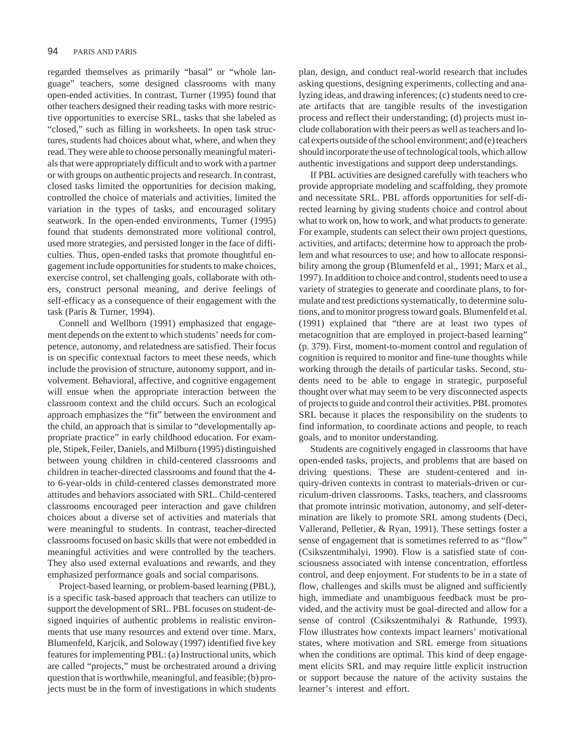regarded themselves as primarily "basal" or "whole language" teachers, some designed classrooms with many open-ended activities. In contrast, Turner (1995) found that other teachers designed their reading tasks with more restrictive opportunities to exercise SRL, tasks that she labeled as "closed," such as filling in worksheets. In open task structures, students had choices about what, where, and when they read. They were able to choose personally meaningful materials that were appropriately difficult and to work with a partner or with groups on authentic projects and research. In contrast, closed tasks limited the opportunities for decision making, controlled the choice of materials and activities, limited the variation in the types of tasks, and encouraged solitary seatwork. In the open-ended environments, Turner (1995) found that students demonstrated more volitional control, used more strategies, and persisted longer in the face of difficulties. Thus, open-ended tasks that promote thoughtful engagement include opportunities for students to make choices, exercise control, set challenging goals, collaborate with others, construct personal meaning, and derive feelings of self-efficacy as a consequence of their engagement with the task (Paris & Turner, 1994).

Connell and Wellborn (1991) emphasized that engagement depends on the extent to which students' needs for competence, autonomy, and relatedness are satisfied. Their focus is on specific contextual factors to meet these needs, which include the provision of structure, autonomy support, and involvement. Behavioral, affective, and cognitive engagement will ensue when the appropriate interaction between the classroom context and the child occurs. Such an ecological approach emphasizes the "fit" between the environment and the child, an approach that is similar to "developmentally appropriate practice" in early childhood education. For example, Stipek, Feiler, Daniels, and Milburn (1995) distinguished between young children in child-centered classrooms and children in teacher-directed classrooms and found that the 4- to 6-year-olds in child-centered classes demonstrated more attitudes and behaviors associated with SRL. Child-centered classrooms encouraged peer interaction and gave children choices about a diverse set of activities and materials that were meaningful to students. In contrast, teacher-directed classrooms focused on basic skills that were not embedded in meaningful activities and were controlled by the teachers. They also used external evaluations and rewards, and they emphasized performance goals and social comparisons.

Project-based learning, or problem-based learning (PBL), is a specific task-based approach that teachers can utilize to support the development of SRL. PBL focuses on student-designed inquiries of authentic problems in realistic environments that use many resources and extend over time. Marx, Blumenfeld, Karjcik, and Soloway (1997) identified five key features for implementing PBL: (a) Instructional units, which are called "projects," must be orchestrated around a driving question that is worthwhile, meaningful, and feasible; (b) projects must be in the form of investigations in which students plan, design, and conduct real-world research that includes asking questions, designing experiments, collecting and analyzing ideas, and drawing inferences; (c) students need to create artifacts that are tangible results of the investigation process and reflect their understanding; (d) projects must include collaboration with their peers as well as teachers and local experts outside of the school environment; and (e) teachers should incorporate the use of technological tools, which allow authentic investigations and support deep understandings.

If PBL activities are designed carefully with teachers who provide appropriate modeling and scaffolding, they promote and necessitate SRL. PBL affords opportunities for self-directed learning by giving students choice and control about what to work on, how to work, and what products to generate. For example, students can select their own project questions, activities, and artifacts; determine how to approach the problem and what resources to use; and how to allocate responsibility among the group (Blumenfeld et al., 1991; Marx et al., 1997). In addition to choice and control, students need to use a variety of strategies to generate and coordinate plans, to formulate and test predictions systematically, to determine solutions, and to monitor progress toward goals. Blumenfeld et al. (1991) explained that "there are at least two types of metacognition that are employed in project-based learning" (p. 379). First, moment-to-moment control and regulation of cognition is required to monitor and fine-tune thoughts while working through the details of particular tasks. Second, students need to be able to engage in strategic, purposeful thought over what may seem to be very disconnected aspects of projects to guide and control their activities. PBL promotes SRL because it places the responsibility on the students to find information, to coordinate actions and people, to reach goals, and to monitor understanding.

Students are cognitively engaged in classrooms that have open-ended tasks, projects, and problems that are based on driving questions. These are student-centered and inquiry-driven contexts in contrast to materials-driven or curriculum-driven classrooms. Tasks, teachers, and classrooms that promote intrinsic motivation, autonomy, and self-determination are likely to promote SRL among students (Deci, Vallerand, Pelletier, & Ryan, 1991). These settings foster a sense of engagement that is sometimes referred to as "flow" (Csikszentmihalyi, 1990). Flow is a satisfied state of consciousness associated with intense concentration, effortless control, and deep enjoyment. For students to be in a state of flow, challenges and skills must be aligned and sufficiently high, immediate and unambiguous feedback must be provided, and the activity must be goal-directed and allow for a sense of control (Csikszentmihalyi & Rathunde, 1993). Flow illustrates how contexts impact learners' motivational states, where motivation and SRL emerge from situations when the conditions are optimal. This kind of deep engagement elicits SRL and may require little explicit instruction or support because the nature of the activity sustains the learner's interest and effort.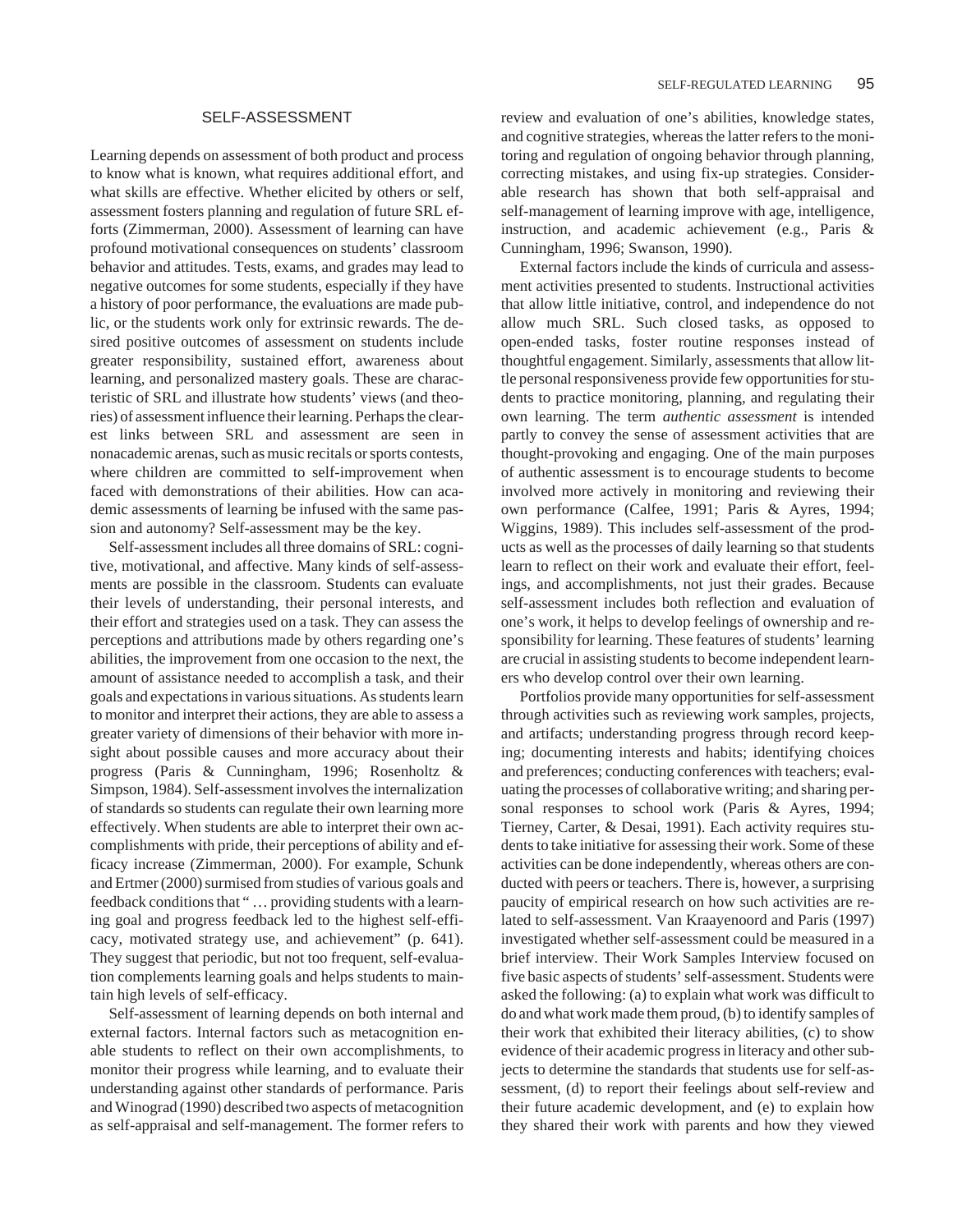## SELF-ASSESSMENT

Learning depends on assessment of both product and process to know what is known, what requires additional effort, and what skills are effective. Whether elicited by others or self, assessment fosters planning and regulation of future SRL efforts (Zimmerman, 2000). Assessment of learning can have profound motivational consequences on students' classroom behavior and attitudes. Tests, exams, and grades may lead to negative outcomes for some students, especially if they have a history of poor performance, the evaluations are made public, or the students work only for extrinsic rewards. The desired positive outcomes of assessment on students include greater responsibility, sustained effort, awareness about learning, and personalized mastery goals. These are characteristic of SRL and illustrate how students' views (and theories) of assessment influence their learning. Perhaps the clearest links between SRL and assessment are seen in nonacademic arenas, such as music recitals or sports contests, where children are committed to self-improvement when faced with demonstrations of their abilities. How can academic assessments of learning be infused with the same passion and autonomy? Self-assessment may be the key.

Self-assessment includes all three domains of SRL: cognitive, motivational, and affective. Many kinds of self-assessments are possible in the classroom. Students can evaluate their levels of understanding, their personal interests, and their effort and strategies used on a task. They can assess the perceptions and attributions made by others regarding one's abilities, the improvement from one occasion to the next, the amount of assistance needed to accomplish a task, and their goals and expectations in various situations. As students learn to monitor and interpret their actions, they are able to assess a greater variety of dimensions of their behavior with more insight about possible causes and more accuracy about their progress (Paris & Cunningham, 1996; Rosenholtz & Simpson, 1984). Self-assessment involves the internalization of standards so students can regulate their own learning more effectively. When students are able to interpret their own accomplishments with pride, their perceptions of ability and efficacy increase (Zimmerman, 2000). For example, Schunk and Ertmer (2000) surmised from studies of various goals and feedback conditions that "… providing students with a learning goal and progress feedback led to the highest self-efficacy, motivated strategy use, and achievement" (p. 641). They suggest that periodic, but not too frequent, self-evaluation complements learning goals and helps students to maintain high levels of self-efficacy.

Self-assessment of learning depends on both internal and external factors. Internal factors such as metacognition enable students to reflect on their own accomplishments, to monitor their progress while learning, and to evaluate their understanding against other standards of performance. Paris and Winograd (1990) described two aspects of metacognition as self-appraisal and self-management. The former refers to review and evaluation of one's abilities, knowledge states, and cognitive strategies, whereas the latter refers to the monitoring and regulation of ongoing behavior through planning, correcting mistakes, and using fix-up strategies. Considerable research has shown that both self-appraisal and self-management of learning improve with age, intelligence, instruction, and academic achievement (e.g., Paris & Cunningham, 1996; Swanson, 1990).

External factors include the kinds of curricula and assessment activities presented to students. Instructional activities that allow little initiative, control, and independence do not allow much SRL. Such closed tasks, as opposed to open-ended tasks, foster routine responses instead of thoughtful engagement. Similarly, assessments that allow little personal responsiveness provide few opportunities for students to practice monitoring, planning, and regulating their own learning. The term *authentic assessment* is intended partly to convey the sense of assessment activities that are thought-provoking and engaging. One of the main purposes of authentic assessment is to encourage students to become involved more actively in monitoring and reviewing their own performance (Calfee, 1991; Paris & Ayres, 1994; Wiggins, 1989). This includes self-assessment of the products as well as the processes of daily learning so that students learn to reflect on their work and evaluate their effort, feelings, and accomplishments, not just their grades. Because self-assessment includes both reflection and evaluation of one's work, it helps to develop feelings of ownership and responsibility for learning. These features of students' learning are crucial in assisting students to become independent learners who develop control over their own learning.

Portfolios provide many opportunities for self-assessment through activities such as reviewing work samples, projects, and artifacts; understanding progress through record keeping; documenting interests and habits; identifying choices and preferences; conducting conferences with teachers; evaluating the processes of collaborative writing; and sharing personal responses to school work (Paris & Ayres, 1994; Tierney, Carter, & Desai, 1991). Each activity requires students to take initiative for assessing their work. Some of these activities can be done independently, whereas others are conducted with peers or teachers. There is, however, a surprising paucity of empirical research on how such activities are related to self-assessment. Van Kraayenoord and Paris (1997) investigated whether self-assessment could be measured in a brief interview. Their Work Samples Interview focused on five basic aspects of students' self-assessment. Students were asked the following: (a) to explain what work was difficult to do and what work made them proud, (b) to identify samples of their work that exhibited their literacy abilities, (c) to show evidence of their academic progress in literacy and other subjects to determine the standards that students use for self-assessment, (d) to report their feelings about self-review and their future academic development, and (e) to explain how they shared their work with parents and how they viewed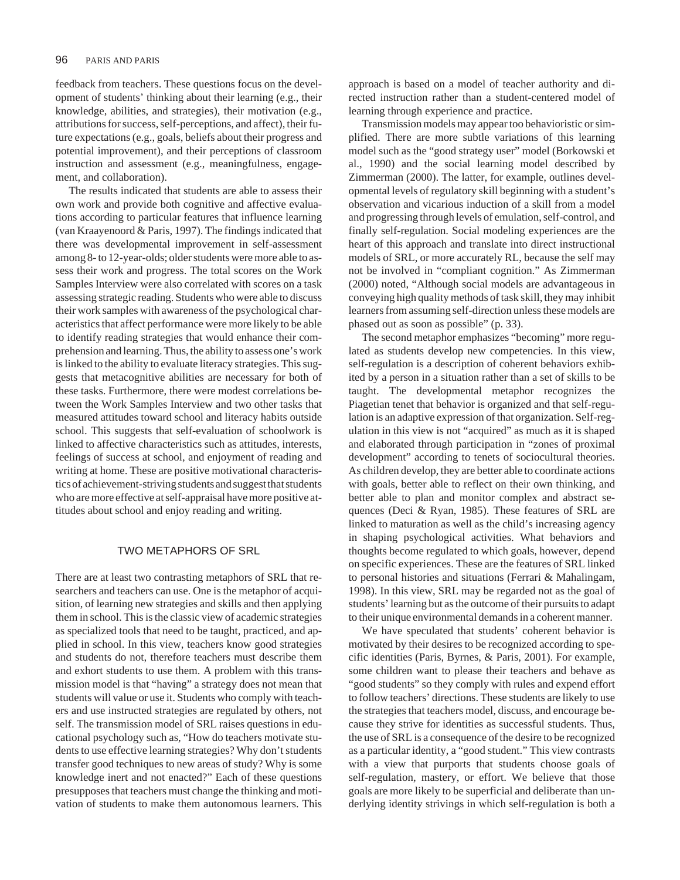feedback from teachers. These questions focus on the development of students' thinking about their learning (e.g., their knowledge, abilities, and strategies), their motivation (e.g., attributions for success, self-perceptions, and affect), their future expectations (e.g., goals, beliefs about their progress and potential improvement), and their perceptions of classroom instruction and assessment (e.g., meaningfulness, engagement, and collaboration).

The results indicated that students are able to assess their own work and provide both cognitive and affective evaluations according to particular features that influence learning (van Kraayenoord & Paris, 1997). The findings indicated that there was developmental improvement in self-assessment among 8- to 12-year-olds; older students were more able to assess their work and progress. The total scores on the Work Samples Interview were also correlated with scores on a task assessing strategic reading. Students who were able to discuss their work samples with awareness of the psychological characteristics that affect performance were more likely to be able to identify reading strategies that would enhance their comprehension and learning. Thus, the ability to assess one's work is linked to the ability to evaluate literacy strategies. This suggests that metacognitive abilities are necessary for both of these tasks. Furthermore, there were modest correlations between the Work Samples Interview and two other tasks that measured attitudes toward school and literacy habits outside school. This suggests that self-evaluation of schoolwork is linked to affective characteristics such as attitudes, interests, feelings of success at school, and enjoyment of reading and writing at home. These are positive motivational characteristics of achievement-striving students and suggest that students who are more effective at self-appraisal have more positive attitudes about school and enjoy reading and writing.

## TWO METAPHORS OF SRL

There are at least two contrasting metaphors of SRL that researchers and teachers can use. One is the metaphor of acquisition, of learning new strategies and skills and then applying them in school. This is the classic view of academic strategies as specialized tools that need to be taught, practiced, and applied in school. In this view, teachers know good strategies and students do not, therefore teachers must describe them and exhort students to use them. A problem with this transmission model is that "having" a strategy does not mean that students will value or use it. Students who comply with teachers and use instructed strategies are regulated by others, not self. The transmission model of SRL raises questions in educational psychology such as, "How do teachers motivate students to use effective learning strategies? Why don't students transfer good techniques to new areas of study? Why is some knowledge inert and not enacted?" Each of these questions presupposes that teachers must change the thinking and motivation of students to make them autonomous learners. This approach is based on a model of teacher authority and directed instruction rather than a student-centered model of learning through experience and practice.

Transmission models may appear too behavioristic or simplified. There are more subtle variations of this learning model such as the "good strategy user" model (Borkowski et al., 1990) and the social learning model described by Zimmerman (2000). The latter, for example, outlines developmental levels of regulatory skill beginning with a student's observation and vicarious induction of a skill from a model and progressing through levels of emulation, self-control, and finally self-regulation. Social modeling experiences are the heart of this approach and translate into direct instructional models of SRL, or more accurately RL, because the self may not be involved in "compliant cognition." As Zimmerman (2000) noted, "Although social models are advantageous in conveying high quality methods of task skill, they may inhibit learners from assuming self-direction unless these models are phased out as soon as possible" (p. 33).

The second metaphor emphasizes "becoming" more regulated as students develop new competencies. In this view, self-regulation is a description of coherent behaviors exhibited by a person in a situation rather than a set of skills to be taught. The developmental metaphor recognizes the Piagetian tenet that behavior is organized and that self-regulation is an adaptive expression of that organization. Self-regulation in this view is not "acquired" as much as it is shaped and elaborated through participation in "zones of proximal development" according to tenets of sociocultural theories. As children develop, they are better able to coordinate actions with goals, better able to reflect on their own thinking, and better able to plan and monitor complex and abstract sequences (Deci & Ryan, 1985). These features of SRL are linked to maturation as well as the child's increasing agency in shaping psychological activities. What behaviors and thoughts become regulated to which goals, however, depend on specific experiences. These are the features of SRL linked to personal histories and situations (Ferrari & Mahalingam, 1998). In this view, SRL may be regarded not as the goal of students' learning but as the outcome of their pursuits to adapt to their unique environmental demands in a coherent manner.

We have speculated that students' coherent behavior is motivated by their desires to be recognized according to specific identities (Paris, Byrnes, & Paris, 2001). For example, some children want to please their teachers and behave as "good students" so they comply with rules and expend effort to follow teachers' directions. These students are likely to use the strategies that teachers model, discuss, and encourage because they strive for identities as successful students. Thus, the use of SRL is a consequence of the desire to be recognized as a particular identity, a "good student." This view contrasts with a view that purports that students choose goals of self-regulation, mastery, or effort. We believe that those goals are more likely to be superficial and deliberate than underlying identity strivings in which self-regulation is both a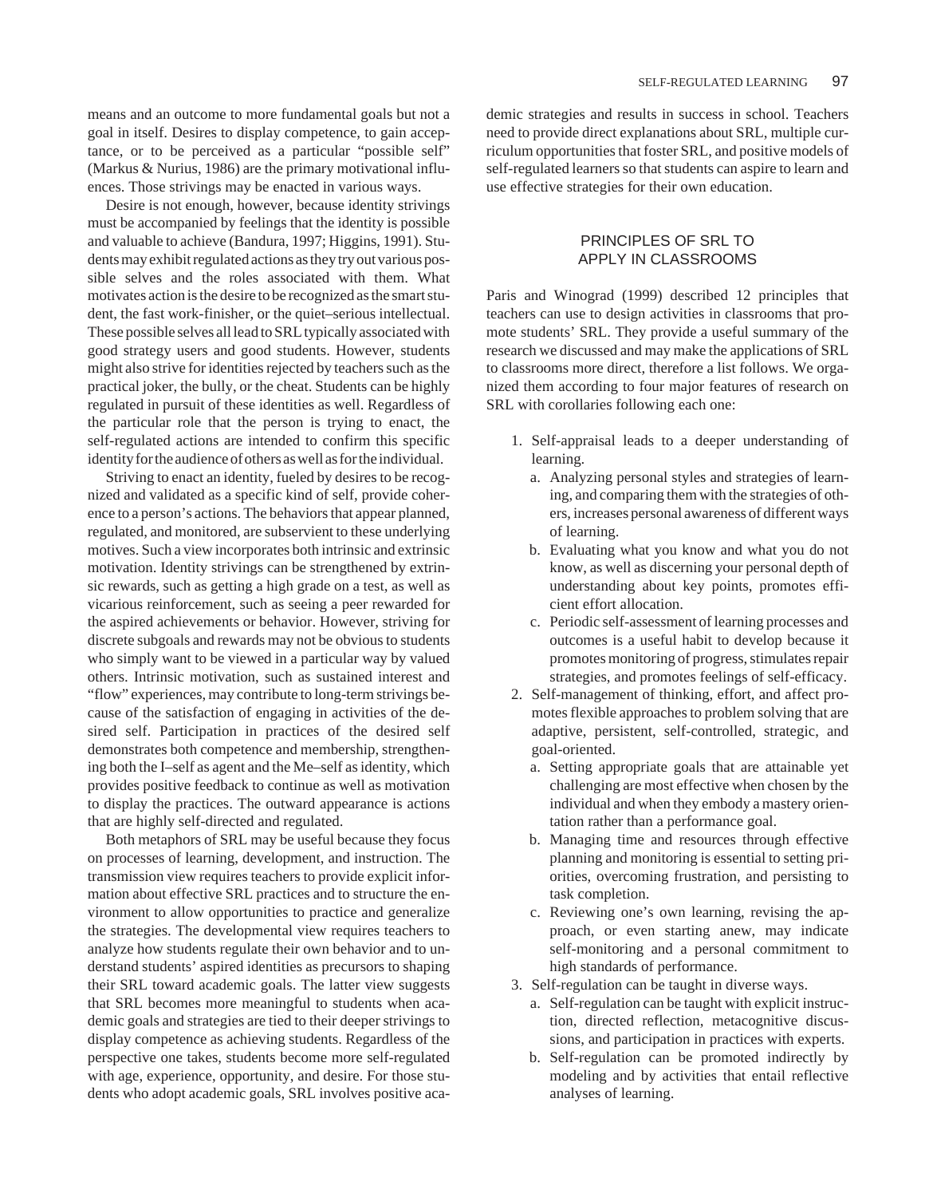means and an outcome to more fundamental goals but not a goal in itself. Desires to display competence, to gain acceptance, or to be perceived as a particular "possible self" (Markus & Nurius, 1986) are the primary motivational influences. Those strivings may be enacted in various ways.

Desire is not enough, however, because identity strivings must be accompanied by feelings that the identity is possible and valuable to achieve (Bandura, 1997; Higgins, 1991). Students may exhibit regulated actions as they try out various possible selves and the roles associated with them. What motivates action is the desire to be recognized as the smart student, the fast work-finisher, or the quiet–serious intellectual. These possible selves all lead to SRL typically associated with good strategy users and good students. However, students might also strive for identities rejected by teachers such as the practical joker, the bully, or the cheat. Students can be highly regulated in pursuit of these identities as well. Regardless of the particular role that the person is trying to enact, the self-regulated actions are intended to confirm this specific identity for the audience of others as well as for the individual.

Striving to enact an identity, fueled by desires to be recognized and validated as a specific kind of self, provide coherence to a person's actions. The behaviors that appear planned, regulated, and monitored, are subservient to these underlying motives. Such a view incorporates both intrinsic and extrinsic motivation. Identity strivings can be strengthened by extrinsic rewards, such as getting a high grade on a test, as well as vicarious reinforcement, such as seeing a peer rewarded for the aspired achievements or behavior. However, striving for discrete subgoals and rewards may not be obvious to students who simply want to be viewed in a particular way by valued others. Intrinsic motivation, such as sustained interest and "flow" experiences, may contribute to long-term strivings because of the satisfaction of engaging in activities of the desired self. Participation in practices of the desired self demonstrates both competence and membership, strengthening both the I–self as agent and the Me–self as identity, which provides positive feedback to continue as well as motivation to display the practices. The outward appearance is actions that are highly self-directed and regulated.

Both metaphors of SRL may be useful because they focus on processes of learning, development, and instruction. The transmission view requires teachers to provide explicit information about effective SRL practices and to structure the environment to allow opportunities to practice and generalize the strategies. The developmental view requires teachers to analyze how students regulate their own behavior and to understand students' aspired identities as precursors to shaping their SRL toward academic goals. The latter view suggests that SRL becomes more meaningful to students when academic goals and strategies are tied to their deeper strivings to display competence as achieving students. Regardless of the perspective one takes, students become more self-regulated with age, experience, opportunity, and desire. For those students who adopt academic goals, SRL involves positive academic strategies and results in success in school. Teachers need to provide direct explanations about SRL, multiple curriculum opportunities that foster SRL, and positive models of self-regulated learners so that students can aspire to learn and use effective strategies for their own education.

## PRINCIPLES OF SRL TO APPLY IN CLASSROOMS

Paris and Winograd (1999) described 12 principles that teachers can use to design activities in classrooms that promote students' SRL. They provide a useful summary of the research we discussed and may make the applications of SRL to classrooms more direct, therefore a list follows. We organized them according to four major features of research on SRL with corollaries following each one:

1. Self-appraisal leads to a deeper understanding of learning.
   a. Analyzing personal styles and strategies of learning, and comparing them with the strategies of others, increases personal awareness of different ways of learning.
   b. Evaluating what you know and what you do not know, as well as discerning your personal depth of understanding about key points, promotes efficient effort allocation.
   c. Periodic self-assessment of learning processes and outcomes is a useful habit to develop because it promotes monitoring of progress, stimulates repair strategies, and promotes feelings of self-efficacy.
2. Self-management of thinking, effort, and affect promotes flexible approaches to problem solving that are adaptive, persistent, self-controlled, strategic, and goal-oriented.
   a. Setting appropriate goals that are attainable yet challenging are most effective when chosen by the individual and when they embody a mastery orientation rather than a performance goal.
   b. Managing time and resources through effective planning and monitoring is essential to setting priorities, overcoming frustration, and persisting to task completion.
   c. Reviewing one's own learning, revising the approach, or even starting anew, may indicate self-monitoring and a personal commitment to high standards of performance.
3. Self-regulation can be taught in diverse ways.
   a. Self-regulation can be taught with explicit instruction, directed reflection, metacognitive discussions, and participation in practices with experts.
   b. Self-regulation can be promoted indirectly by modeling and by activities that entail reflective analyses of learning.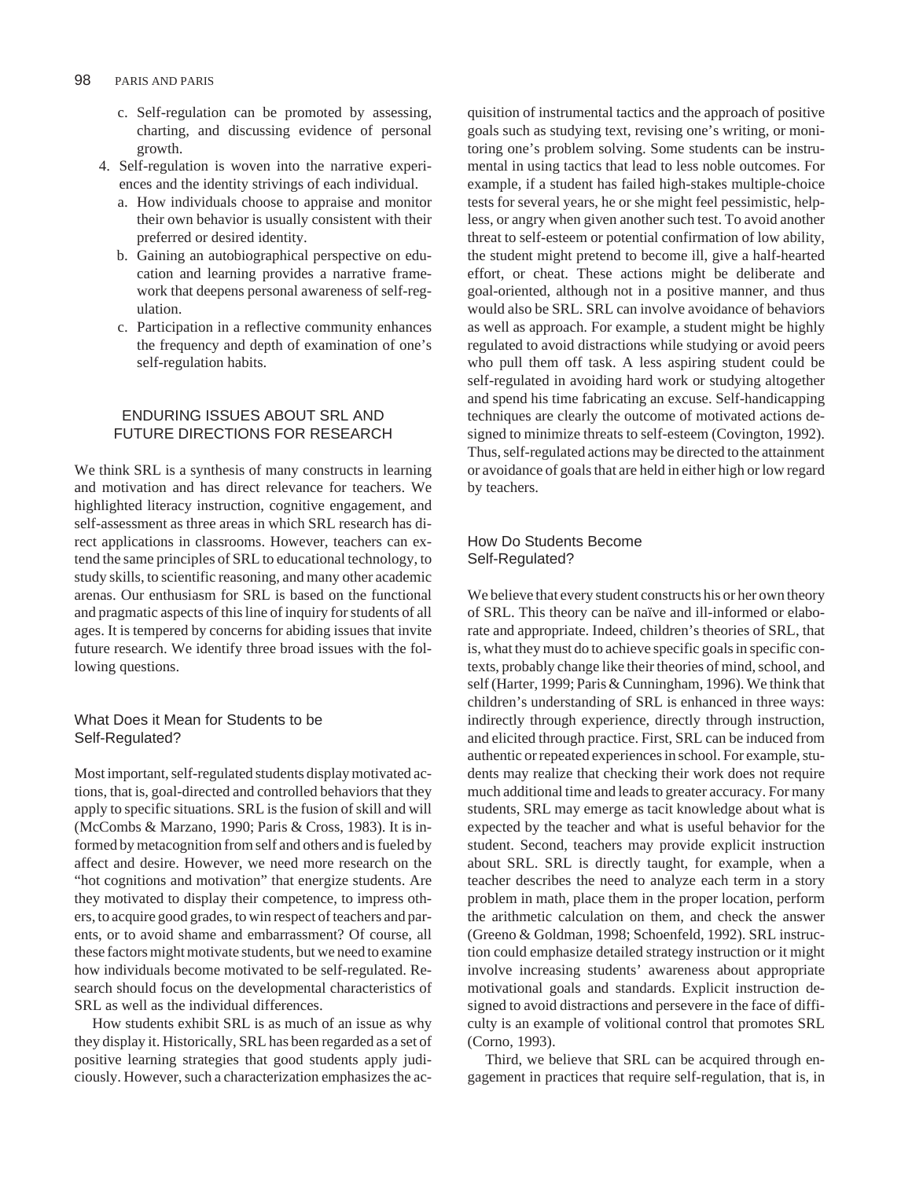c. Self-regulation can be promoted by assessing, charting, and discussing evidence of personal growth.

4. Self-regulation is woven into the narrative experiences and the identity strivings of each individual.
   a. How individuals choose to appraise and monitor their own behavior is usually consistent with their preferred or desired identity.
   b. Gaining an autobiographical perspective on education and learning provides a narrative framework that deepens personal awareness of self-regulation.
   c. Participation in a reflective community enhances the frequency and depth of examination of one's self-regulation habits.

## ENDURING ISSUES ABOUT SRL AND FUTURE DIRECTIONS FOR RESEARCH

We think SRL is a synthesis of many constructs in learning and motivation and has direct relevance for teachers. We highlighted literacy instruction, cognitive engagement, and self-assessment as three areas in which SRL research has direct applications in classrooms. However, teachers can extend the same principles of SRL to educational technology, to study skills, to scientific reasoning, and many other academic arenas. Our enthusiasm for SRL is based on the functional and pragmatic aspects of this line of inquiry for students of all ages. It is tempered by concerns for abiding issues that invite future research. We identify three broad issues with the following questions.

### What Does it Mean for Students to be Self-Regulated?

Most important, self-regulated students display motivated actions, that is, goal-directed and controlled behaviors that they apply to specific situations. SRL is the fusion of skill and will (McCombs & Marzano, 1990; Paris & Cross, 1983). It is informed by metacognition from self and others and is fueled by affect and desire. However, we need more research on the "hot cognitions and motivation" that energize students. Are they motivated to display their competence, to impress others, to acquire good grades, to win respect of teachers and parents, or to avoid shame and embarrassment? Of course, all these factors might motivate students, but we need to examine how individuals become motivated to be self-regulated. Research should focus on the developmental characteristics of SRL as well as the individual differences.

How students exhibit SRL is as much of an issue as why they display it. Historically, SRL has been regarded as a set of positive learning strategies that good students apply judiciously. However, such a characterization emphasizes the acquisition of instrumental tactics and the approach of positive goals such as studying text, revising one's writing, or monitoring one's problem solving. Some students can be instrumental in using tactics that lead to less noble outcomes. For example, if a student has failed high-stakes multiple-choice tests for several years, he or she might feel pessimistic, helpless, or angry when given another such test. To avoid another threat to self-esteem or potential confirmation of low ability, the student might pretend to become ill, give a half-hearted effort, or cheat. These actions might be deliberate and goal-oriented, although not in a positive manner, and thus would also be SRL. SRL can involve avoidance of behaviors as well as approach. For example, a student might be highly regulated to avoid distractions while studying or avoid peers who pull them off task. A less aspiring student could be self-regulated in avoiding hard work or studying altogether and spend his time fabricating an excuse. Self-handicapping techniques are clearly the outcome of motivated actions designed to minimize threats to self-esteem (Covington, 1992). Thus, self-regulated actions may be directed to the attainment or avoidance of goals that are held in either high or low regard by teachers.

### How Do Students Become Self-Regulated?

We believe that every student constructs his or her own theory of SRL. This theory can be naïve and ill-informed or elaborate and appropriate. Indeed, children's theories of SRL, that is, what they must do to achieve specific goals in specific contexts, probably change like their theories of mind, school, and self (Harter, 1999; Paris & Cunningham, 1996). We think that children's understanding of SRL is enhanced in three ways: indirectly through experience, directly through instruction, and elicited through practice. First, SRL can be induced from authentic or repeated experiences in school. For example, students may realize that checking their work does not require much additional time and leads to greater accuracy. For many students, SRL may emerge as tacit knowledge about what is expected by the teacher and what is useful behavior for the student. Second, teachers may provide explicit instruction about SRL. SRL is directly taught, for example, when a teacher describes the need to analyze each term in a story problem in math, place them in the proper location, perform the arithmetic calculation on them, and check the answer (Greeno & Goldman, 1998; Schoenfeld, 1992). SRL instruction could emphasize detailed strategy instruction or it might involve increasing students' awareness about appropriate motivational goals and standards. Explicit instruction designed to avoid distractions and persevere in the face of difficulty is an example of volitional control that promotes SRL (Corno, 1993).

Third, we believe that SRL can be acquired through engagement in practices that require self-regulation, that is, in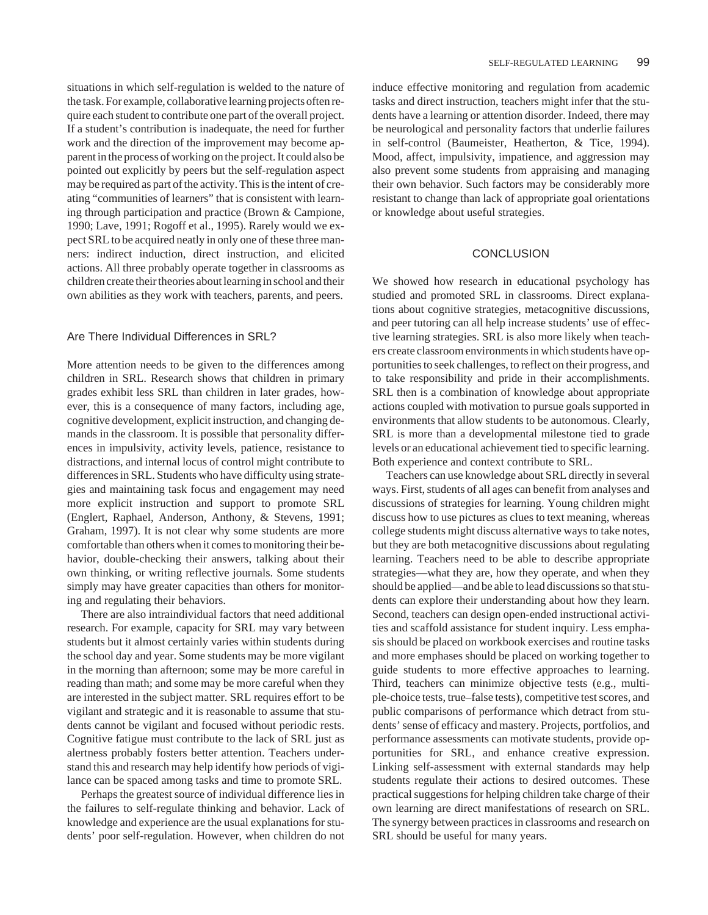situations in which self-regulation is welded to the nature of the task. For example, collaborative learning projects often require each student to contribute one part of the overall project. If a student's contribution is inadequate, the need for further work and the direction of the improvement may become apparent in the process of working on the project. It could also be pointed out explicitly by peers but the self-regulation aspect may be required as part of the activity. This is the intent of creating "communities of learners" that is consistent with learning through participation and practice (Brown & Campione, 1990; Lave, 1991; Rogoff et al., 1995). Rarely would we expect SRL to be acquired neatly in only one of these three manners: indirect induction, direct instruction, and elicited actions. All three probably operate together in classrooms as children create their theories about learning in school and their own abilities as they work with teachers, parents, and peers.

### Are There Individual Differences in SRL?

More attention needs to be given to the differences among children in SRL. Research shows that children in primary grades exhibit less SRL than children in later grades, however, this is a consequence of many factors, including age, cognitive development, explicit instruction, and changing demands in the classroom. It is possible that personality differences in impulsivity, activity levels, patience, resistance to distractions, and internal locus of control might contribute to differences in SRL. Students who have difficulty using strategies and maintaining task focus and engagement may need more explicit instruction and support to promote SRL (Englert, Raphael, Anderson, Anthony, & Stevens, 1991; Graham, 1997). It is not clear why some students are more comfortable than others when it comes to monitoring their behavior, double-checking their answers, talking about their own thinking, or writing reflective journals. Some students simply may have greater capacities than others for monitoring and regulating their behaviors.

There are also intraindividual factors that need additional research. For example, capacity for SRL may vary between students but it almost certainly varies within students during the school day and year. Some students may be more vigilant in the morning than afternoon; some may be more careful in reading than math; and some may be more careful when they are interested in the subject matter. SRL requires effort to be vigilant and strategic and it is reasonable to assume that students cannot be vigilant and focused without periodic rests. Cognitive fatigue must contribute to the lack of SRL just as alertness probably fosters better attention. Teachers understand this and research may help identify how periods of vigilance can be spaced among tasks and time to promote SRL.

Perhaps the greatest source of individual difference lies in the failures to self-regulate thinking and behavior. Lack of knowledge and experience are the usual explanations for students' poor self-regulation. However, when children do not induce effective monitoring and regulation from academic tasks and direct instruction, teachers might infer that the students have a learning or attention disorder. Indeed, there may be neurological and personality factors that underlie failures in self-control (Baumeister, Heatherton, & Tice, 1994). Mood, affect, impulsivity, impatience, and aggression may also prevent some students from appraising and managing their own behavior. Such factors may be considerably more resistant to change than lack of appropriate goal orientations or knowledge about useful strategies.

## CONCLUSION

We showed how research in educational psychology has studied and promoted SRL in classrooms. Direct explanations about cognitive strategies, metacognitive discussions, and peer tutoring can all help increase students' use of effective learning strategies. SRL is also more likely when teachers create classroom environments in which students have opportunities to seek challenges, to reflect on their progress, and to take responsibility and pride in their accomplishments. SRL then is a combination of knowledge about appropriate actions coupled with motivation to pursue goals supported in environments that allow students to be autonomous. Clearly, SRL is more than a developmental milestone tied to grade levels or an educational achievement tied to specific learning. Both experience and context contribute to SRL.

Teachers can use knowledge about SRL directly in several ways. First, students of all ages can benefit from analyses and discussions of strategies for learning. Young children might discuss how to use pictures as clues to text meaning, whereas college students might discuss alternative ways to take notes, but they are both metacognitive discussions about regulating learning. Teachers need to be able to describe appropriate strategies—what they are, how they operate, and when they should be applied—and be able to lead discussions so that students can explore their understanding about how they learn. Second, teachers can design open-ended instructional activities and scaffold assistance for student inquiry. Less emphasis should be placed on workbook exercises and routine tasks and more emphases should be placed on working together to guide students to more effective approaches to learning. Third, teachers can minimize objective tests (e.g., multiple-choice tests, true–false tests), competitive test scores, and public comparisons of performance which detract from students' sense of efficacy and mastery. Projects, portfolios, and performance assessments can motivate students, provide opportunities for SRL, and enhance creative expression. Linking self-assessment with external standards may help students regulate their actions to desired outcomes. These practical suggestions for helping children take charge of their own learning are direct manifestations of research on SRL. The synergy between practices in classrooms and research on SRL should be useful for many years.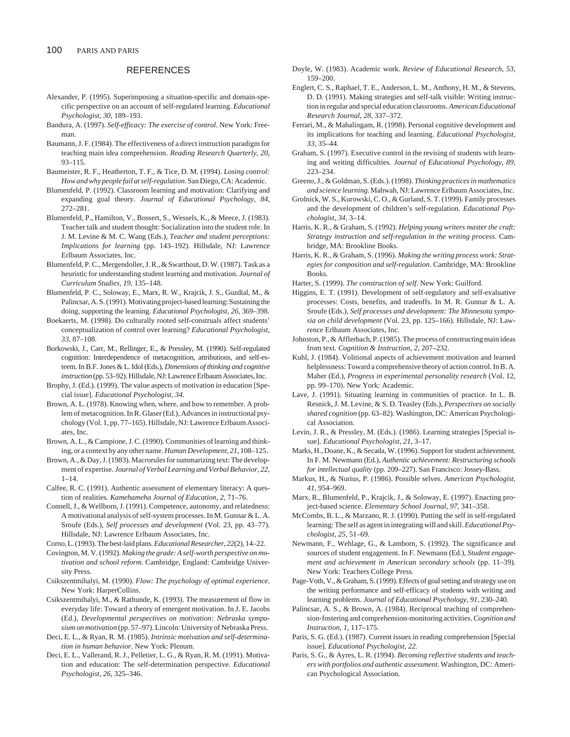## REFERENCES

Alexander, P. (1995). Superimposing a situation-specific and domain-specific perspective on an account of self-regulated learning. *Educational Psychologist, 30*, 189–193.

Bandura, A. (1997). *Self-efficacy: The exercise of control*. New York: Freeman.

Baumann, J. F. (1984). The effectiveness of a direct instruction paradigm for teaching main idea comprehension. *Reading Research Quarterly, 20*, 93–115.

Baumeister, R. F., Heatherton, T. F., & Tice, D. M. (1994). *Losing control: How and why people fail at self-regulation*. San Diego, CA: Academic.

Blumenfeld, P. (1992). Classroom learning and motivation: Clarifying and expanding goal theory. *Journal of Educational Psychology, 84*, 272–281.

Blumenfeld, P., Hamilton, V., Bossert, S., Wessels, K., & Meece, J. (1983). Teacher talk and student thought: Socialization into the student role. In J. M. Levine & M. C. Wang (Eds.), *Teacher and student perceptions: Implications for learning* (pp. 143–192). Hillsdale, NJ: Lawrence Erlbaum Associates, Inc.

Blumenfeld, P. C., Mergendoller, J. R., & Swarthout, D. W. (1987). Task as a heuristic for understanding student learning and motivation. *Journal of Curriculum Studies, 19*, 135–148.

Blumenfeld, P. C., Soloway, E., Marx, R. W., Krajcik, J. S., Guzdial, M., & Palincsar, A. S. (1991). Motivating project-based learning: Sustaining the doing, supporting the learning. *Educational Psychologist, 26*, 369–398.

Boekaerts, M. (1998). Do culturally rooted self-construals affect students' conceptualization of control over learning? *Educational Psychologist, 33*, 87–108.

Borkowski, J., Carr, M., Rellinger, E., & Pressley, M. (1990). Self-regulated cognition: Interdependence of metacognition, attributions, and self-esteem. In B.F. Jones & L. Idol (Eds.), *Dimensions of thinking and cognitive instruction* (pp. 53–92). Hillsdale, NJ: Lawrence Erlbaum Associates, Inc.

Brophy, J. (Ed.). (1999). The value aspects of motivation in education [Special issue]. *Educational Psychologist, 34*.

Brown, A. L. (1978). Knowing when, where, and how to remember. A problem of metacognition. In R. Glaser (Ed.), Advances in instructional psychology (Vol. 1, pp. 77–165). Hillsdale, NJ: Lawrence Erlbaum Associates, Inc.

Brown, A. L., & Campione, J. C. (1990). Communities of learning and thinking, or a context by any other name. *Human Development, 21*, 108–125.

Brown, A., & Day, J. (1983). Macrorules for summarizing text: The development of expertise. *Journal of Verbal Learning and Verbal Behavior, 22*, 1–14.

Calfee, R. C. (1991). Authentic assessment of elementary literacy: A question of realities. *Kamehameha Journal of Education, 2*, 71–76.

Connell, J., & Wellborn, J. (1991). Competence, autonomy, and relatedness: A motivational analysis of self-system processes. In M. Gunnar & L. A. Sroufe (Eds.), *Self processes and development* (Vol. 23, pp. 43–77). Hillsdale, NJ: Lawrence Erlbaum Associates, Inc.

Corno, L. (1993). The best-laid plans. *Educational Researcher, 22*(2), 14–22.

Covington, M. V. (1992). *Making the grade: A self-worth perspective on motivation and school reform*. Cambridge, England: Cambridge University Press.

Csikszentmihalyi, M. (1990). *Flow: The psychology of optimal experience*. New York: HarperCollins.

Csikszentmihalyi, M., & Rathunde, K. (1993). The measurement of flow in everyday life: Toward a theory of emergent motivation. In J. E. Jacobs (Ed.), *Developmental perspectives on motivation: Nebraska symposium on motivation* (pp. 57–97). Lincoln: University of Nebraska Press.

Deci, E. L., & Ryan, R. M. (1985). *Intrinsic motivation and self-determination in human behavior*. New York: Plenum.

Deci, E. L., Vallerand, R. J., Pelletier, L. G., & Ryan, R. M. (1991). Motivation and education: The self-determination perspective. *Educational Psychologist, 26*, 325–346.

Doyle, W. (1983). Academic work. *Review of Educational Research, 53*, 159–200.

Englert, C. S., Raphael, T. E., Anderson, L. M., Anthony, H. M., & Stevens, D. D. (1991). Making strategies and self-talk visible: Writing instruction in regular and special education classrooms. *American Educational Research Journal, 28*, 337–372.

Ferrari, M., & Mahalingam, R. (1998). Personal cognitive development and its implications for teaching and learning. *Educational Psychologist, 33*, 35–44.

Graham, S. (1997). Executive control in the revising of students with learning and writing difficulties. *Journal of Educational Psychology, 89*, 223–234.

Greeno, J., & Goldman, S. (Eds.). (1998). *Thinking practices in mathematics and science learning*. Mahwah, NJ: Lawrence Erlbaum Associates, Inc.

Grolnick, W. S., Kurowski, C. O., & Gurland, S. T. (1999). Family processes and the development of children's self-regulation. *Educational Psychologist, 34*, 3–14.

Harris, K. R., & Graham, S. (1992). *Helping young writers master the craft: Strategy instruction and self-regulation in the writing process*. Cambridge, MA: Brookline Books.

Harris, K. R., & Graham, S. (1996). *Making the writing process work: Strategies for composition and self-regulation*. Cambridge, MA: Brookline Books.

Harter, S. (1999). *The construction of self*. New York: Guilford.

Higgins, E. T. (1991). Development of self-regulatory and self-evaluative processes: Costs, benefits, and tradeoffs. In M. R. Gunnar & L. A. Sroufe (Eds.), *Self processes and development: The Minnesota symposia on child development* (Vol. 23, pp. 125–166). Hillsdale, NJ: Lawrence Erlbaum Associates, Inc.

Johnston, P., & Afflerbach, P. (1985). The process of constructing main ideas from text. *Cognition & Instruction, 2*, 207–232.

Kuhl, J. (1984). Volitional aspects of achievement motivation and learned helplessness: Toward a comprehensive theory of action control. In B. A. Maher (Ed.), *Progress in experimental personality research* (Vol. 12, pp. 99–170). New York: Academic.

Lave, J. (1991). Situating learning in communities of practice. In L. B. Resnick, J. M. Levine, & S. D. Teasley (Eds.), *Perspectives on socially shared cognition* (pp. 63–82). Washington, DC: American Psychological Association.

Levin, J. R., & Pressley, M. (Eds.). (1986). Learning strategies [Special issue]. *Educational Psychologist, 21*, 3–17.

Marks, H., Doane, K., & Secada, W. (1996). Support for student achievement. In F. M. Newmann (Ed.), *Authentic achievement: Restructuring schools for intellectual quality* (pp. 209–227). San Francisco: Jossey-Bass.

Markus, H., & Nurius, P. (1986). Possible selves. *American Psychologist, 41*, 954–969.

Marx, R., Blumenfeld, P., Krajcik, J., & Soloway, E. (1997). Enacting project-based science. *Elementary School Journal, 97*, 341–358.

McCombs, B. L., & Marzano, R. J. (1990). Putting the self in self-regulated learning: The self as agent in integrating will and skill. *Educational Psychologist, 25*, 51–69.

Newmann, F., Wehlage, G., & Lamborn, S. (1992). The significance and sources of student engagement. In F. Newmann (Ed.), *Student engagement and achievement in American secondary schools* (pp. 11–39). New York: Teachers College Press.

Page-Voth, V., & Graham, S. (1999). Effects of goal setting and strategy use on the writing performance and self-efficacy of students with writing and learning problems. *Journal of Educational Psychology, 91*, 230–240.

Palincsar, A. S., & Brown, A. (1984). Reciprocal teaching of comprehension-fostering and comprehension-monitoring activities. *Cognition and Instruction, 1*, 117–175.

Paris, S. G. (Ed.). (1987). Current issues in reading comprehension [Special issue]. *Educational Psychologist, 22*.

Paris, S. G., & Ayres, L. R. (1994). *Becoming reflective students and teachers with portfolios and authentic assessment*. Washington, DC: American Psychological Association.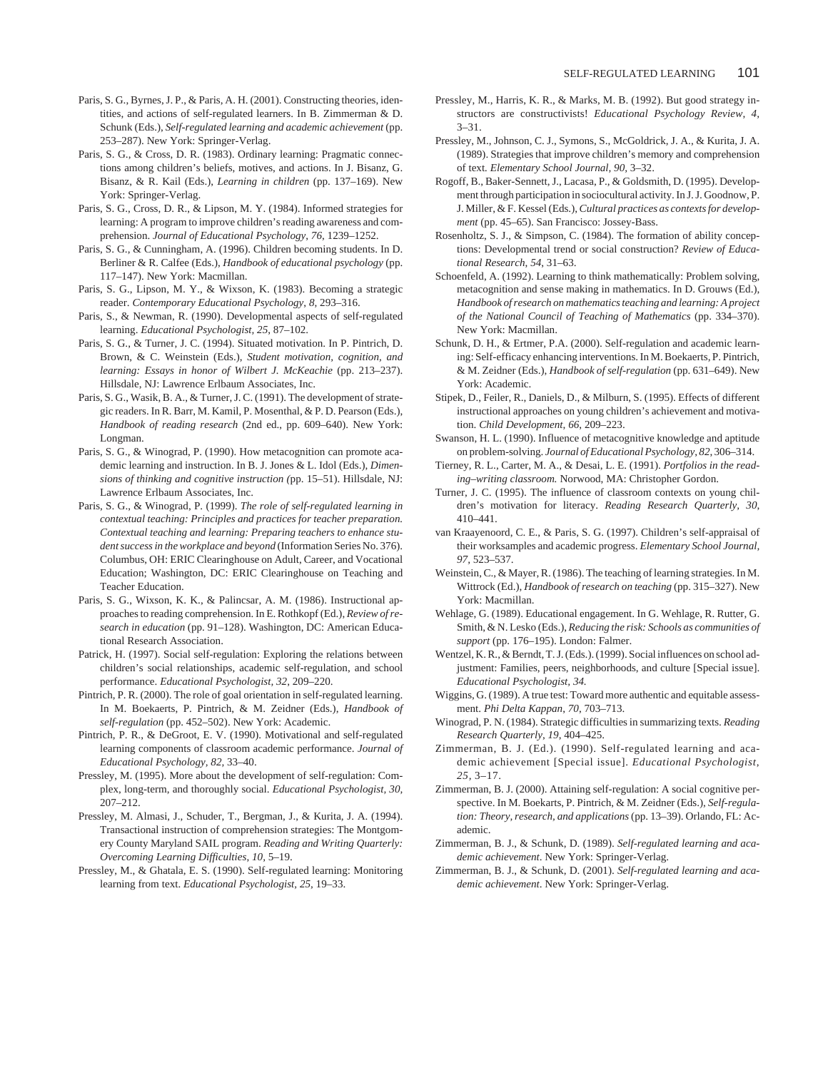Paris, S. G., Byrnes, J. P., & Paris, A. H. (2001). Constructing theories, identities, and actions of self-regulated learners. In B. Zimmerman & D. Schunk (Eds.), *Self-regulated learning and academic achievement* (pp. 253–287). New York: Springer-Verlag.

Paris, S. G., & Cross, D. R. (1983). Ordinary learning: Pragmatic connections among children's beliefs, motives, and actions. In J. Bisanz, G. Bisanz, & R. Kail (Eds.), *Learning in children* (pp. 137–169). New York: Springer-Verlag.

Paris, S. G., Cross, D. R., & Lipson, M. Y. (1984). Informed strategies for learning: A program to improve children's reading awareness and comprehension. *Journal of Educational Psychology, 76*, 1239–1252.

Paris, S. G., & Cunningham, A. (1996). Children becoming students. In D. Berliner & R. Calfee (Eds.), *Handbook of educational psychology* (pp. 117–147). New York: Macmillan.

Paris, S. G., Lipson, M. Y., & Wixson, K. (1983). Becoming a strategic reader. *Contemporary Educational Psychology, 8*, 293–316.

Paris, S., & Newman, R. (1990). Developmental aspects of self-regulated learning. *Educational Psychologist, 25*, 87–102.

Paris, S. G., & Turner, J. C. (1994). Situated motivation. In P. Pintrich, D. Brown, & C. Weinstein (Eds.), *Student motivation, cognition, and learning: Essays in honor of Wilbert J. McKeachie* (pp. 213–237). Hillsdale, NJ: Lawrence Erlbaum Associates, Inc.

Paris, S. G., Wasik, B. A., & Turner, J. C. (1991). The development of strategic readers. In R. Barr, M. Kamil, P. Mosenthal, & P. D. Pearson (Eds.), *Handbook of reading research* (2nd ed., pp. 609–640). New York: Longman.

Paris, S. G., & Winograd, P. (1990). How metacognition can promote academic learning and instruction. In B. J. Jones & L. Idol (Eds.), *Dimensions of thinking and cognitive instruction* (pp. 15–51). Hillsdale, NJ: Lawrence Erlbaum Associates, Inc.

Paris, S. G., & Winograd, P. (1999). *The role of self-regulated learning in contextual teaching: Principles and practices for teacher preparation. Contextual teaching and learning: Preparing teachers to enhance student success in the workplace and beyond* (Information Series No. 376). Columbus, OH: ERIC Clearinghouse on Adult, Career, and Vocational Education; Washington, DC: ERIC Clearinghouse on Teaching and Teacher Education.

Paris, S. G., Wixson, K. K., & Palincsar, A. M. (1986). Instructional approaches to reading comprehension. In E. Rothkopf (Ed.), *Review of research in education* (pp. 91–128). Washington, DC: American Educational Research Association.

Patrick, H. (1997). Social self-regulation: Exploring the relations between children's social relationships, academic self-regulation, and school performance. *Educational Psychologist, 32*, 209–220.

Pintrich, P. R. (2000). The role of goal orientation in self-regulated learning. In M. Boekaerts, P. Pintrich, & M. Zeidner (Eds.), *Handbook of self-regulation* (pp. 452–502). New York: Academic.

Pintrich, P. R., & DeGroot, E. V. (1990). Motivational and self-regulated learning components of classroom academic performance. *Journal of Educational Psychology, 82*, 33–40.

Pressley, M. (1995). More about the development of self-regulation: Complex, long-term, and thoroughly social. *Educational Psychologist, 30*, 207–212.

Pressley, M. Almasi, J., Schuder, T., Bergman, J., & Kurita, J. A. (1994). Transactional instruction of comprehension strategies: The Montgomery County Maryland SAIL program. *Reading and Writing Quarterly: Overcoming Learning Difficulties, 10*, 5–19.

Pressley, M., & Ghatala, E. S. (1990). Self-regulated learning: Monitoring learning from text. *Educational Psychologist, 25*, 19–33.

Pressley, M., Harris, K. R., & Marks, M. B. (1992). But good strategy instructors are constructivists! *Educational Psychology Review, 4*, 3–31.

Pressley, M., Johnson, C. J., Symons, S., McGoldrick, J. A., & Kurita, J. A. (1989). Strategies that improve children's memory and comprehension of text. *Elementary School Journal, 90*, 3–32.

Rogoff, B., Baker-Sennett, J., Lacasa, P., & Goldsmith, D. (1995). Development through participation in sociocultural activity. In J. J. Goodnow, P. J. Miller, & F. Kessel (Eds.), *Cultural practices as contexts for development* (pp. 45–65). San Francisco: Jossey-Bass.

Rosenholtz, S. J., & Simpson, C. (1984). The formation of ability conceptions: Developmental trend or social construction? *Review of Educational Research, 54*, 31–63.

Schoenfeld, A. (1992). Learning to think mathematically: Problem solving, metacognition and sense making in mathematics. In D. Grouws (Ed.), *Handbook of research on mathematics teaching and learning: A project of the National Council of Teaching of Mathematics* (pp. 334–370). New York: Macmillan.

Schunk, D. H., & Ertmer, P.A. (2000). Self-regulation and academic learning: Self-efficacy enhancing interventions. In M. Boekaerts, P. Pintrich, & M. Zeidner (Eds.), *Handbook of self-regulation* (pp. 631–649). New York: Academic.

Stipek, D., Feiler, R., Daniels, D., & Milburn, S. (1995). Effects of different instructional approaches on young children's achievement and motivation. *Child Development, 66*, 209–223.

Swanson, H. L. (1990). Influence of metacognitive knowledge and aptitude on problem-solving. *Journal of Educational Psychology, 82*, 306–314.

Tierney, R. L., Carter, M. A., & Desai, L. E. (1991). *Portfolios in the reading–writing classroom.* Norwood, MA: Christopher Gordon.

Turner, J. C. (1995). The influence of classroom contexts on young children's motivation for literacy. *Reading Research Quarterly, 30*, 410–441.

van Kraayenoord, C. E., & Paris, S. G. (1997). Children's self-appraisal of their worksamples and academic progress. *Elementary School Journal, 97*, 523–537.

Weinstein, C., & Mayer, R. (1986). The teaching of learning strategies. In M. Wittrock (Ed.), *Handbook of research on teaching* (pp. 315–327). New York: Macmillan.

Wehlage, G. (1989). Educational engagement. In G. Wehlage, R. Rutter, G. Smith, & N. Lesko (Eds.), *Reducing the risk: Schools as communities of support* (pp. 176–195). London: Falmer.

Wentzel, K. R., & Berndt, T. J. (Eds.). (1999). Social influences on school adjustment: Families, peers, neighborhoods, and culture [Special issue]. *Educational Psychologist, 34.*

Wiggins, G. (1989). A true test: Toward more authentic and equitable assessment. *Phi Delta Kappan, 70*, 703–713.

Winograd, P. N. (1984). Strategic difficulties in summarizing texts. *Reading Research Quarterly, 19*, 404–425.

Zimmerman, B. J. (Ed.). (1990). Self-regulated learning and academic achievement [Special issue]. *Educational Psychologist, 25*, 3–17.

Zimmerman, B. J. (2000). Attaining self-regulation: A social cognitive perspective. In M. Boekarts, P. Pintrich, & M. Zeidner (Eds.), *Self-regulation: Theory, research, and applications* (pp. 13–39). Orlando, FL: Academic.

Zimmerman, B. J., & Schunk, D. (1989). *Self-regulated learning and academic achievement*. New York: Springer-Verlag.

Zimmerman, B. J., & Schunk, D. (2001). *Self-regulated learning and academic achievement*. New York: Springer-Verlag.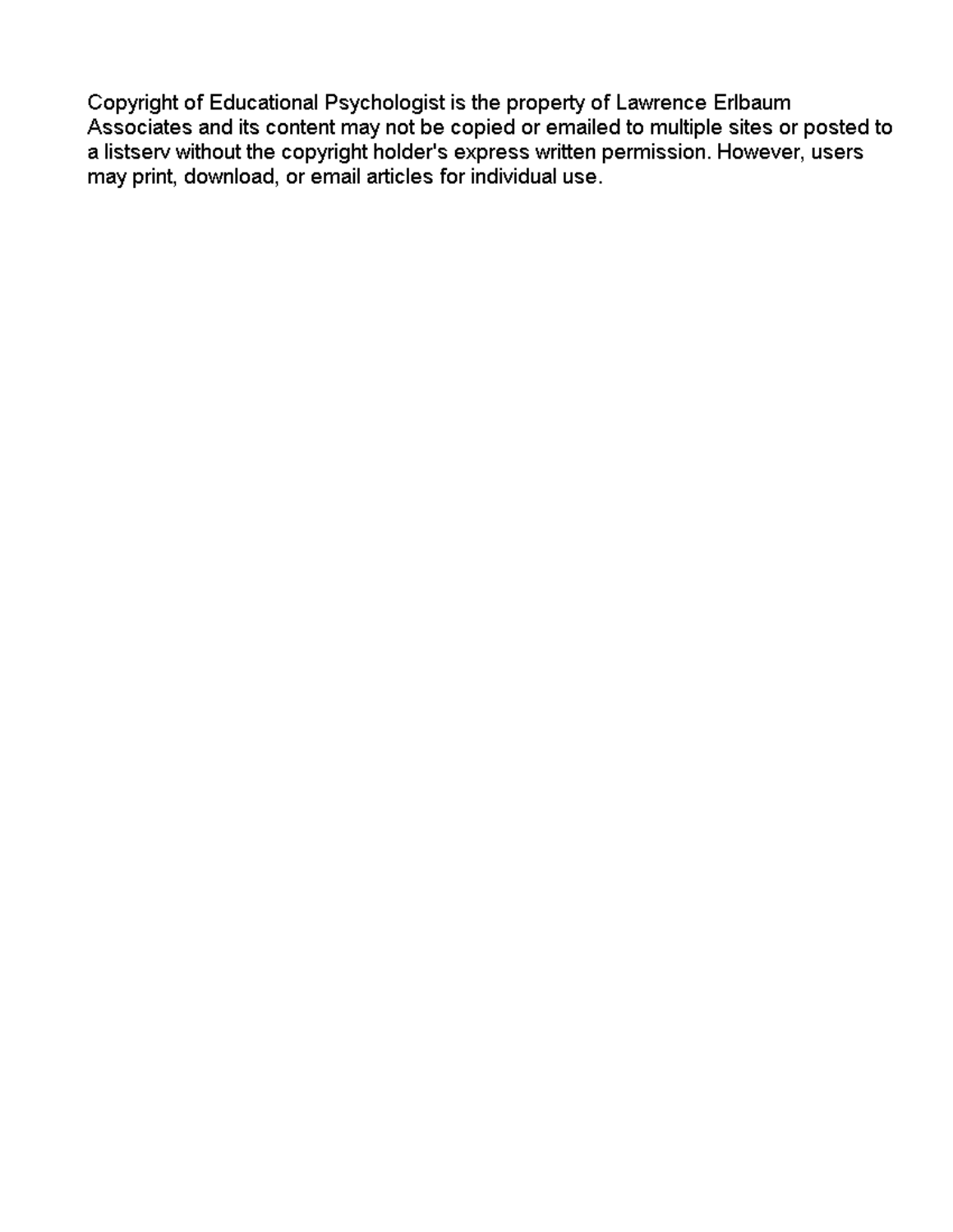Copyright of Educational Psychologist is the property of Lawrence Erlbaum Associates and its content may not be copied or emailed to multiple sites or posted to a listserv without the copyright holder's express written permission. However, users may print, download, or email articles for individual use.